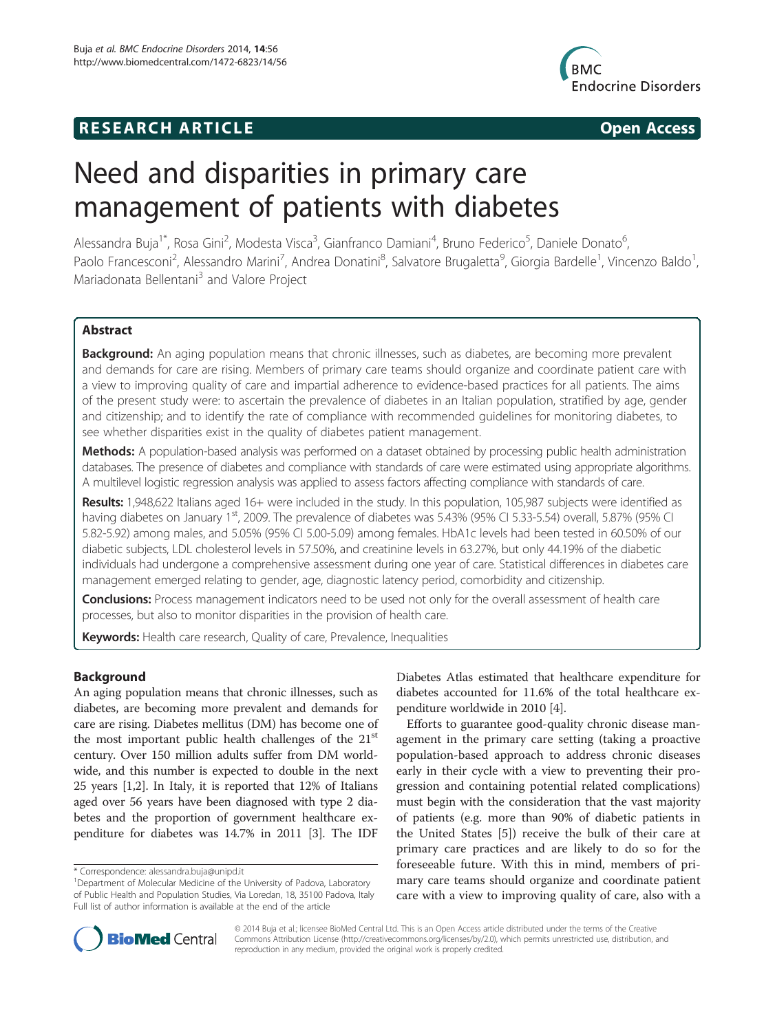RESEARCH ARTICLE Open Access

# Need and disparities in primary care management of patients with diabetes

Alessandra Buja[1*], Rosa Gini[2], Modesta Visca[3], Gianfranco Damiani[4], Bruno Federico[5], Daniele Donato[6], Paolo Francesconi[2], Alessandro Marini[7], Andrea Donatini[8], Salvatore Brugaletta[9], Giorgia Bardelle[1], Vincenzo Baldo[1], Mariadonata Bellentani[3] and Valore Project

## Abstract

**Background:** An aging population means that chronic illnesses, such as diabetes, are becoming more prevalent and demands for care are rising. Members of primary care teams should organize and coordinate patient care with a view to improving quality of care and impartial adherence to evidence-based practices for all patients. The aims of the present study were: to ascertain the prevalence of diabetes in an Italian population, stratified by age, gender and citizenship; and to identify the rate of compliance with recommended guidelines for monitoring diabetes, to see whether disparities exist in the quality of diabetes patient management.

**Methods:** A population-based analysis was performed on a dataset obtained by processing public health administration databases. The presence of diabetes and compliance with standards of care were estimated using appropriate algorithms. A multilevel logistic regression analysis was applied to assess factors affecting compliance with standards of care.

**Results:** 1,948,622 Italians aged 16+ were included in the study. In this population, 105,987 subjects were identified as having diabetes on January 1st, 2009. The prevalence of diabetes was 5.43% (95% CI 5.33-5.54) overall, 5.87% (95% CI 5.82-5.92) among males, and 5.05% (95% CI 5.00-5.09) among females. HbA1c levels had been tested in 60.50% of our diabetic subjects, LDL cholesterol levels in 57.50%, and creatinine levels in 63.27%, but only 44.19% of the diabetic individuals had undergone a comprehensive assessment during one year of care. Statistical differences in diabetes care management emerged relating to gender, age, diagnostic latency period, comorbidity and citizenship.

**Conclusions:** Process management indicators need to be used not only for the overall assessment of health care processes, but also to monitor disparities in the provision of health care.

**Keywords:** Health care research, Quality of care, Prevalence, Inequalities

## Background

An aging population means that chronic illnesses, such as diabetes, are becoming more prevalent and demands for care are rising. Diabetes mellitus (DM) has become one of the most important public health challenges of the 21st century. Over 150 million adults suffer from DM worldwide, and this number is expected to double in the next 25 years [1,2]. In Italy, it is reported that 12% of Italians aged over 56 years have been diagnosed with type 2 diabetes and the proportion of government healthcare expenditure for diabetes was 14.7% in 2011 [3]. The IDF Diabetes Atlas estimated that healthcare expenditure for diabetes accounted for 11.6% of the total healthcare expenditure worldwide in 2010 [4].

Efforts to guarantee good-quality chronic disease management in the primary care setting (taking a proactive population-based approach to address chronic diseases early in their cycle with a view to preventing their progression and containing potential related complications) must begin with the consideration that the vast majority of patients (e.g. more than 90% of diabetic patients in the United States [5]) receive the bulk of their care at primary care practices and are likely to do so for the foreseeable future. With this in mind, members of primary care teams should organize and coordinate patient care with a view to improving quality of care, also with a

* Correspondence: alessandra.buja@unipd.it
[1]Department of Molecular Medicine of the University of Padova, Laboratory of Public Health and Population Studies, Via Loredan, 18, 35100 Padova, Italy
Full list of author information is available at the end of the article

© 2014 Buja et al.; licensee BioMed Central Ltd. This is an Open Access article distributed under the terms of the Creative Commons Attribution License (http://creativecommons.org/licenses/by/2.0), which permits unrestricted use, distribution, and reproduction in any medium, provided the original work is properly credited.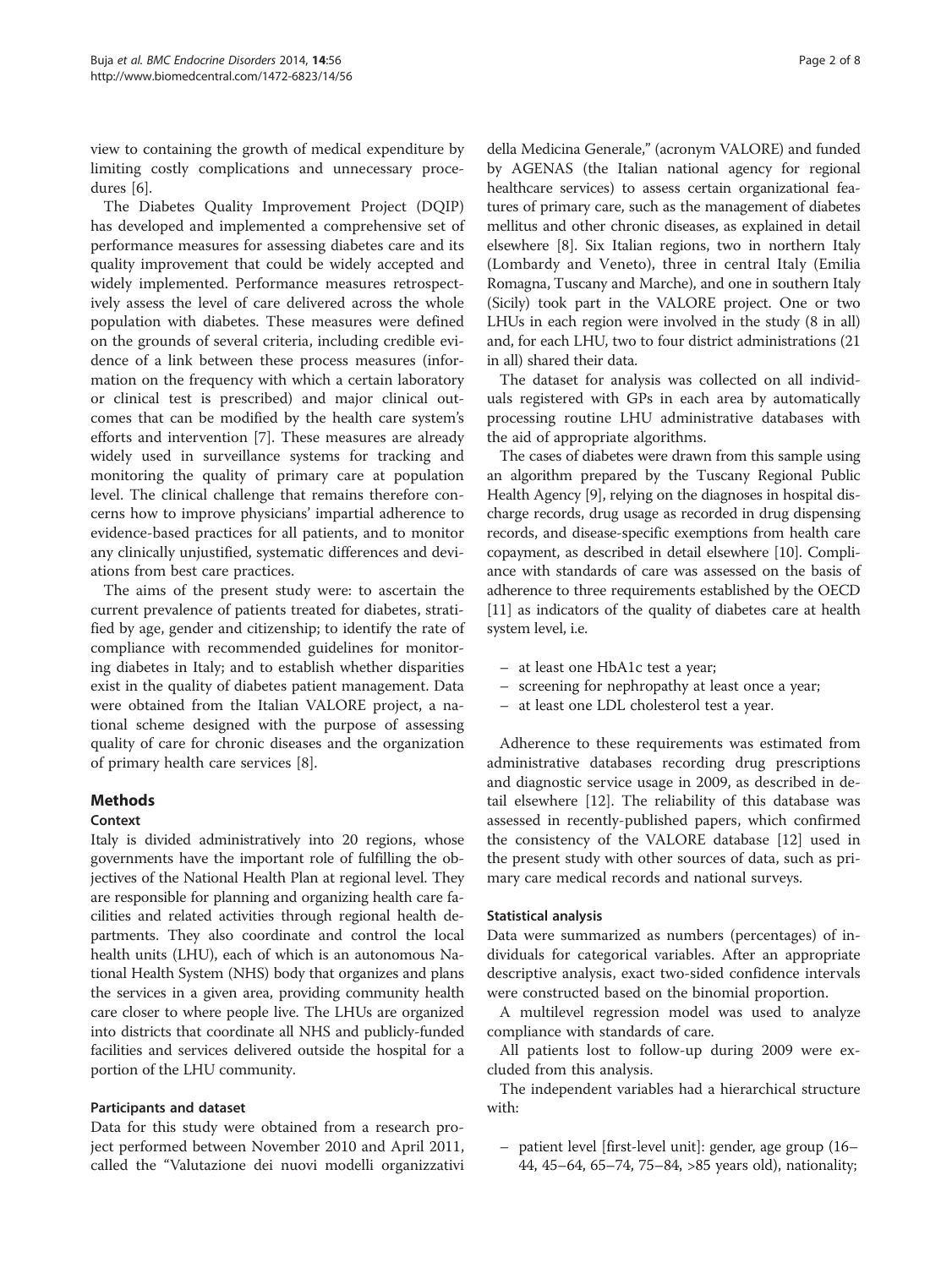view to containing the growth of medical expenditure by limiting costly complications and unnecessary procedures [6].

The Diabetes Quality Improvement Project (DQIP) has developed and implemented a comprehensive set of performance measures for assessing diabetes care and its quality improvement that could be widely accepted and widely implemented. Performance measures retrospectively assess the level of care delivered across the whole population with diabetes. These measures were defined on the grounds of several criteria, including credible evidence of a link between these process measures (information on the frequency with which a certain laboratory or clinical test is prescribed) and major clinical outcomes that can be modified by the health care system's efforts and intervention [7]. These measures are already widely used in surveillance systems for tracking and monitoring the quality of primary care at population level. The clinical challenge that remains therefore concerns how to improve physicians' impartial adherence to evidence-based practices for all patients, and to monitor any clinically unjustified, systematic differences and deviations from best care practices.

The aims of the present study were: to ascertain the current prevalence of patients treated for diabetes, stratified by age, gender and citizenship; to identify the rate of compliance with recommended guidelines for monitoring diabetes in Italy; and to establish whether disparities exist in the quality of diabetes patient management. Data were obtained from the Italian VALORE project, a national scheme designed with the purpose of assessing quality of care for chronic diseases and the organization of primary health care services [8].

## Methods

### Context

Italy is divided administratively into 20 regions, whose governments have the important role of fulfilling the objectives of the National Health Plan at regional level. They are responsible for planning and organizing health care facilities and related activities through regional health departments. They also coordinate and control the local health units (LHU), each of which is an autonomous National Health System (NHS) body that organizes and plans the services in a given area, providing community health care closer to where people live. The LHUs are organized into districts that coordinate all NHS and publicly-funded facilities and services delivered outside the hospital for a portion of the LHU community.

### Participants and dataset

Data for this study were obtained from a research project performed between November 2010 and April 2011, called the "Valutazione dei nuovi modelli organizzativi della Medicina Generale," (acronym VALORE) and funded by AGENAS (the Italian national agency for regional healthcare services) to assess certain organizational features of primary care, such as the management of diabetes mellitus and other chronic diseases, as explained in detail elsewhere [8]. Six Italian regions, two in northern Italy (Lombardy and Veneto), three in central Italy (Emilia Romagna, Tuscany and Marche), and one in southern Italy (Sicily) took part in the VALORE project. One or two LHUs in each region were involved in the study (8 in all) and, for each LHU, two to four district administrations (21 in all) shared their data.

The dataset for analysis was collected on all individuals registered with GPs in each area by automatically processing routine LHU administrative databases with the aid of appropriate algorithms.

The cases of diabetes were drawn from this sample using an algorithm prepared by the Tuscany Regional Public Health Agency [9], relying on the diagnoses in hospital discharge records, drug usage as recorded in drug dispensing records, and disease-specific exemptions from health care copayment, as described in detail elsewhere [10]. Compliance with standards of care was assessed on the basis of adherence to three requirements established by the OECD [11] as indicators of the quality of diabetes care at health system level, i.e.

- at least one HbA1c test a year;
- screening for nephropathy at least once a year;
- at least one LDL cholesterol test a year.

Adherence to these requirements was estimated from administrative databases recording drug prescriptions and diagnostic service usage in 2009, as described in detail elsewhere [12]. The reliability of this database was assessed in recently-published papers, which confirmed the consistency of the VALORE database [12] used in the present study with other sources of data, such as primary care medical records and national surveys.

### Statistical analysis

Data were summarized as numbers (percentages) of individuals for categorical variables. After an appropriate descriptive analysis, exact two-sided confidence intervals were constructed based on the binomial proportion.

A multilevel regression model was used to analyze compliance with standards of care.

All patients lost to follow-up during 2009 were excluded from this analysis.

The independent variables had a hierarchical structure with:

- patient level [first-level unit]: gender, age group (16–44, 45–64, 65–74, 75–84, >85 years old), nationality;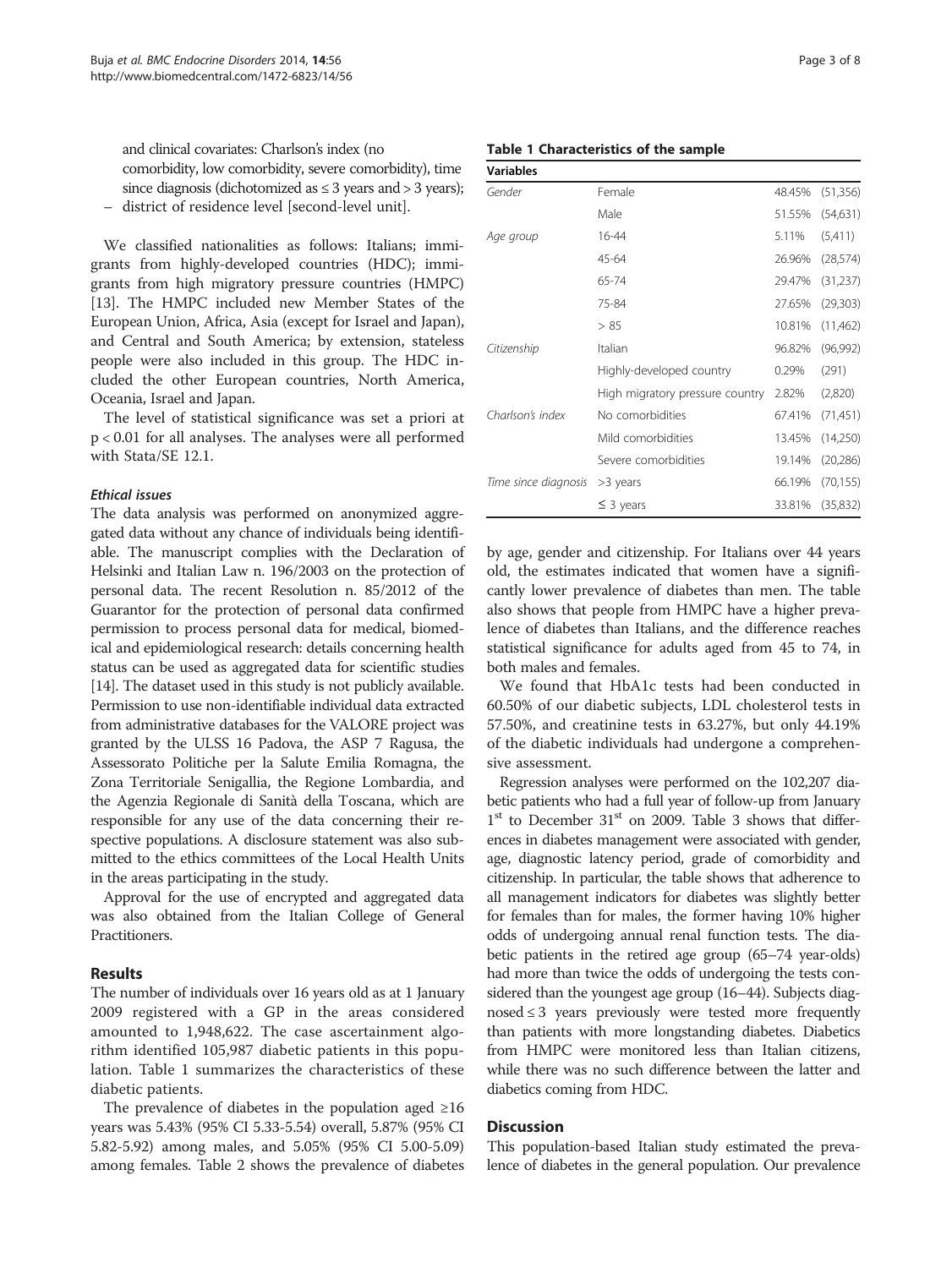and clinical covariates: Charlson's index (no comorbidity, low comorbidity, severe comorbidity), time since diagnosis (dichotomized as ≤ 3 years and > 3 years);

– district of residence level [second-level unit].

We classified nationalities as follows: Italians; immigrants from highly-developed countries (HDC); immigrants from high migratory pressure countries (HMPC) [13]. The HMPC included new Member States of the European Union, Africa, Asia (except for Israel and Japan), and Central and South America; by extension, stateless people were also included in this group. The HDC included the other European countries, North America, Oceania, Israel and Japan.

The level of statistical significance was set a priori at $p < 0.01$ for all analyses. The analyses were all performed with Stata/SE 12.1.

#### Ethical issues

The data analysis was performed on anonymized aggregated data without any chance of individuals being identifiable. The manuscript complies with the Declaration of Helsinki and Italian Law n. 196/2003 on the protection of personal data. The recent Resolution n. 85/2012 of the Guarantor for the protection of personal data confirmed permission to process personal data for medical, biomedical and epidemiological research: details concerning health status can be used as aggregated data for scientific studies [14]. The dataset used in this study is not publicly available. Permission to use non-identifiable individual data extracted from administrative databases for the VALORE project was granted by the ULSS 16 Padova, the ASP 7 Ragusa, the Assessorato Politiche per la Salute Emilia Romagna, the Zona Territoriale Senigallia, the Regione Lombardia, and the Agenzia Regionale di Sanità della Toscana, which are responsible for any use of the data concerning their respective populations. A disclosure statement was also submitted to the ethics committees of the Local Health Units in the areas participating in the study.

Approval for the use of encrypted and aggregated data was also obtained from the Italian College of General Practitioners.

## Results

The number of individuals over 16 years old as at 1 January 2009 registered with a GP in the areas considered amounted to 1,948,622. The case ascertainment algorithm identified 105,987 diabetic patients in this population. Table 1 summarizes the characteristics of these diabetic patients.

**Table 1 Characteristics of the sample**

| Variables | | | |
|---|---|---|---|
| *Gender* | Female | 48.45% | (51,356) |
| | Male | 51.55% | (54,631) |
| *Age group* | 16-44 | 5.11% | (5,411) |
| | 45-64 | 26.96% | (28,574) |
| | 65-74 | 29.47% | (31,237) |
| | 75-84 | 27.65% | (29,303) |
| | > 85 | 10.81% | (11,462) |
| *Citizenship* | Italian | 96.82% | (96,992) |
| | Highly-developed country | 0.29% | (291) |
| | High migratory pressure country | 2.82% | (2,820) |
| *Charlson's index* | No comorbidities | 67.41% | (71,451) |
| | Mild comorbidities | 13.45% | (14,250) |
| | Severe comorbidities | 19.14% | (20,286) |
| *Time since diagnosis* | >3 years | 66.19% | (70,155) |
| | ≤ 3 years | 33.81% | (35,832) |

The prevalence of diabetes in the population aged ≥16 years was 5.43% (95% CI 5.33-5.54) overall, 5.87% (95% CI 5.82-5.92) among males, and 5.05% (95% CI 5.00-5.09) among females. Table 2 shows the prevalence of diabetes by age, gender and citizenship. For Italians over 44 years old, the estimates indicated that women have a significantly lower prevalence of diabetes than men. The table also shows that people from HMPC have a higher prevalence of diabetes than Italians, and the difference reaches statistical significance for adults aged from 45 to 74, in both males and females.

We found that HbA1c tests had been conducted in 60.50% of our diabetic subjects, LDL cholesterol tests in 57.50%, and creatinine tests in 63.27%, but only 44.19% of the diabetic individuals had undergone a comprehensive assessment.

Regression analyses were performed on the 102,207 diabetic patients who had a full year of follow-up from January 1st to December 31st on 2009. Table 3 shows that differences in diabetes management were associated with gender, age, diagnostic latency period, grade of comorbidity and citizenship. In particular, the table shows that adherence to all management indicators for diabetes was slightly better for females than for males, the former having 10% higher odds of undergoing annual renal function tests. The diabetic patients in the retired age group (65–74 year-olds) had more than twice the odds of undergoing the tests considered than the youngest age group (16–44). Subjects diagnosed ≤ 3 years previously were tested more frequently than patients with more longstanding diabetes. Diabetics from HMPC were monitored less than Italian citizens, while there was no such difference between the latter and diabetics coming from HDC.

## Discussion

This population-based Italian study estimated the prevalence of diabetes in the general population. Our prevalence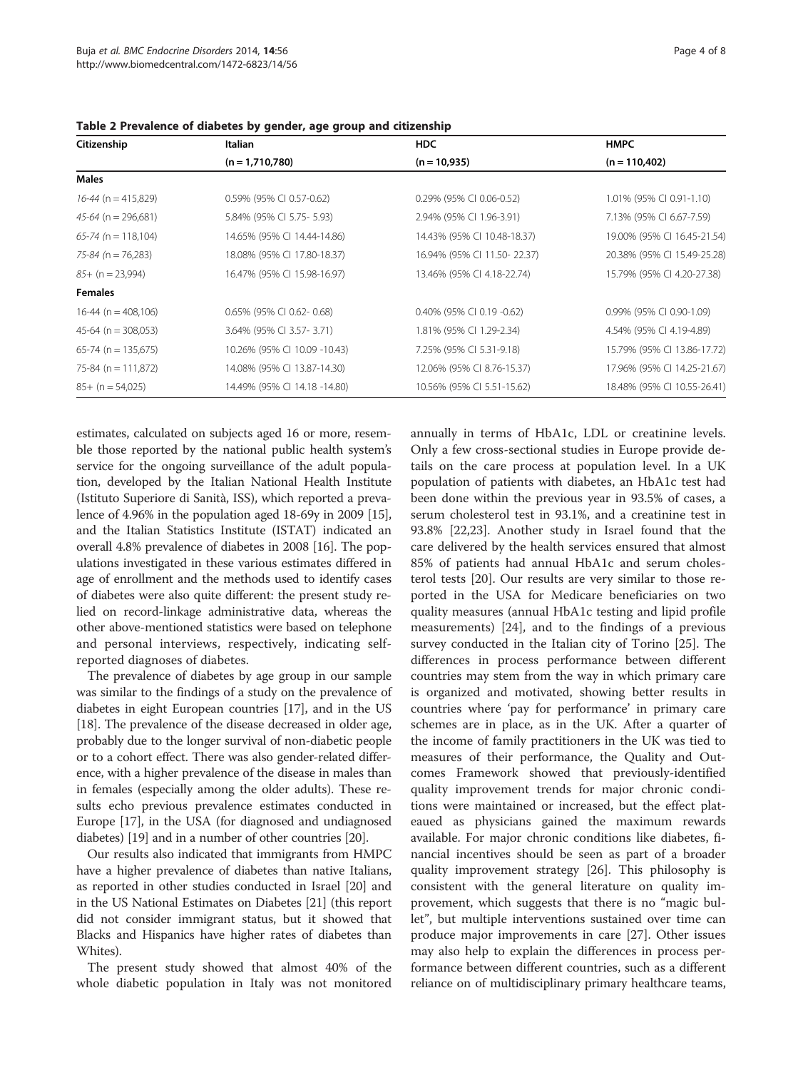**Table 2 Prevalence of diabetes by gender, age group and citizenship**

| Citizenship | Italian | HDC | HMPC |
|---|---|---|---|
| | (n = 1,710,780) | (n = 10,935) | (n = 110,402) |
| **Males** | | | |
| *16-44* (n = 415,829) | 0.59% (95% CI 0.57-0.62) | 0.29% (95% CI 0.06-0.52) | 1.01% (95% CI 0.91-1.10) |
| *45-64* (n = 296,681) | 5.84% (95% CI 5.75- 5.93) | 2.94% (95% CI 1.96-3.91) | 7.13% (95% CI 6.67-7.59) |
| *65-74* (n = 118,104) | 14.65% (95% CI 14.44-14.86) | 14.43% (95% CI 10.48-18.37) | 19.00% (95% CI 16.45-21.54) |
| *75-84* (n = 76,283) | 18.08% (95% CI 17.80-18.37) | 16.94% (95% CI 11.50- 22.37) | 20.38% (95% CI 15.49-25.28) |
| *85+* (n = 23,994) | 16.47% (95% CI 15.98-16.97) | 13.46% (95% CI 4.18-22.74) | 15.79% (95% CI 4.20-27.38) |
| **Females** | | | |
| 16-44 (n = 408,106) | 0.65% (95% CI 0.62- 0.68) | 0.40% (95% CI 0.19 -0.62) | 0.99% (95% CI 0.90-1.09) |
| 45-64 (n = 308,053) | 3.64% (95% CI 3.57- 3.71) | 1.81% (95% CI 1.29-2.34) | 4.54% (95% CI 4.19-4.89) |
| 65-74 (n = 135,675) | 10.26% (95% CI 10.09 -10.43) | 7.25% (95% CI 5.31-9.18) | 15.79% (95% CI 13.86-17.72) |
| 75-84 (n = 111,872) | 14.08% (95% CI 13.87-14.30) | 12.06% (95% CI 8.76-15.37) | 17.96% (95% CI 14.25-21.67) |
| 85+ (n = 54,025) | 14.49% (95% CI 14.18 -14.80) | 10.56% (95% CI 5.51-15.62) | 18.48% (95% CI 10.55-26.41) |

estimates, calculated on subjects aged 16 or more, resemble those reported by the national public health system's service for the ongoing surveillance of the adult population, developed by the Italian National Health Institute (Istituto Superiore di Sanità, ISS), which reported a prevalence of 4.96% in the population aged 18-69y in 2009 [15], and the Italian Statistics Institute (ISTAT) indicated an overall 4.8% prevalence of diabetes in 2008 [16]. The populations investigated in these various estimates differed in age of enrollment and the methods used to identify cases of diabetes were also quite different: the present study relied on record-linkage administrative data, whereas the other above-mentioned statistics were based on telephone and personal interviews, respectively, indicating self-reported diagnoses of diabetes.

The prevalence of diabetes by age group in our sample was similar to the findings of a study on the prevalence of diabetes in eight European countries [17], and in the US [18]. The prevalence of the disease decreased in older age, probably due to the longer survival of non-diabetic people or to a cohort effect. There was also gender-related difference, with a higher prevalence of the disease in males than in females (especially among the older adults). These results echo previous prevalence estimates conducted in Europe [17], in the USA (for diagnosed and undiagnosed diabetes) [19] and in a number of other countries [20].

Our results also indicated that immigrants from HMPC have a higher prevalence of diabetes than native Italians, as reported in other studies conducted in Israel [20] and in the US National Estimates on Diabetes [21] (this report did not consider immigrant status, but it showed that Blacks and Hispanics have higher rates of diabetes than Whites).

The present study showed that almost 40% of the whole diabetic population in Italy was not monitored annually in terms of HbA1c, LDL or creatinine levels. Only a few cross-sectional studies in Europe provide details on the care process at population level. In a UK population of patients with diabetes, an HbA1c test had been done within the previous year in 93.5% of cases, a serum cholesterol test in 93.1%, and a creatinine test in 93.8% [22,23]. Another study in Israel found that the care delivered by the health services ensured that almost 85% of patients had annual HbA1c and serum cholesterol tests [20]. Our results are very similar to those reported in the USA for Medicare beneficiaries on two quality measures (annual HbA1c testing and lipid profile measurements) [24], and to the findings of a previous survey conducted in the Italian city of Torino [25]. The differences in process performance between different countries may stem from the way in which primary care is organized and motivated, showing better results in countries where 'pay for performance' in primary care schemes are in place, as in the UK. After a quarter of the income of family practitioners in the UK was tied to measures of their performance, the Quality and Outcomes Framework showed that previously-identified quality improvement trends for major chronic conditions were maintained or increased, but the effect plateaued as physicians gained the maximum rewards available. For major chronic conditions like diabetes, financial incentives should be seen as part of a broader quality improvement strategy [26]. This philosophy is consistent with the general literature on quality improvement, which suggests that there is no "magic bullet", but multiple interventions sustained over time can produce major improvements in care [27]. Other issues may also help to explain the differences in process performance between different countries, such as a different reliance on of multidisciplinary primary healthcare teams,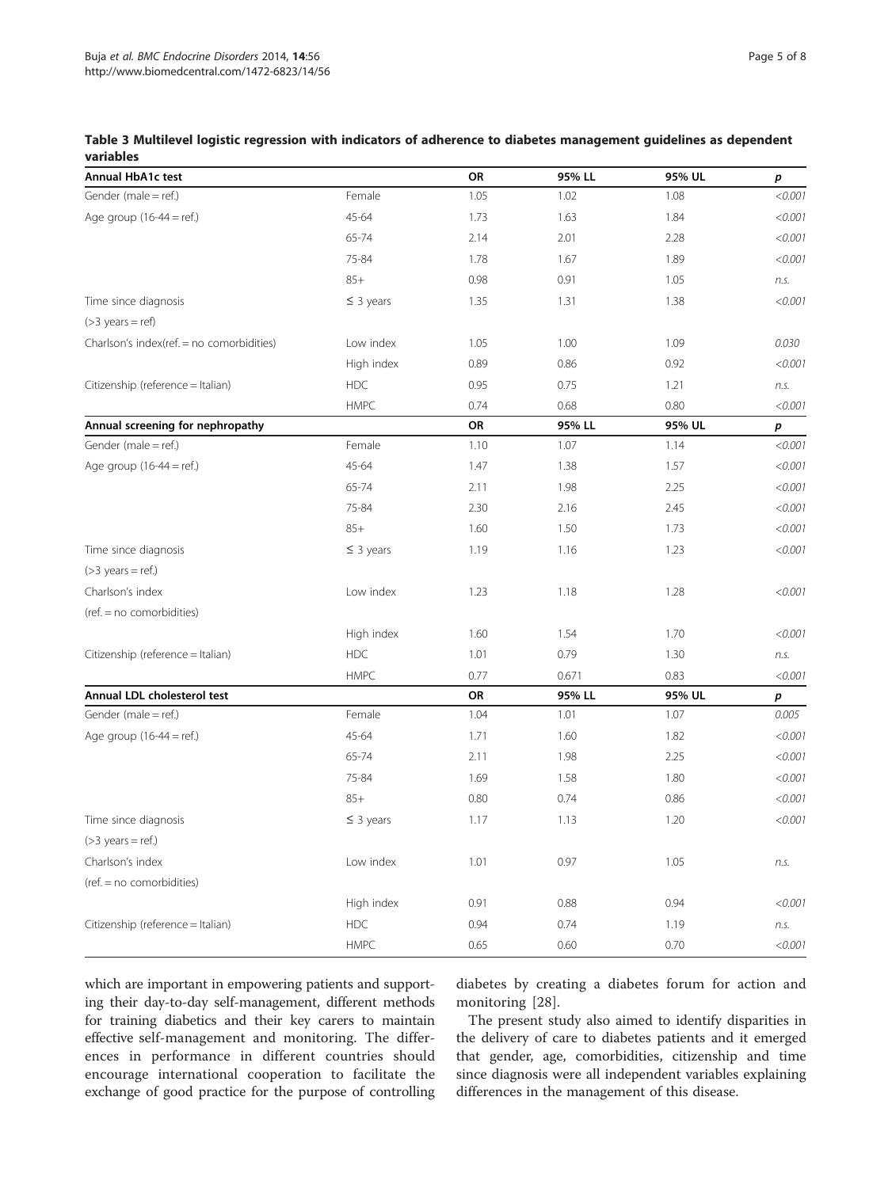**Table 3 Multilevel logistic regression with indicators of adherence to diabetes management guidelines as dependent variables**

| Annual HbA1c test | | OR | 95% LL | 95% UL | p |
|---|---|---|---|---|---|
| Gender (male = ref.) | Female | 1.05 | 1.02 | 1.08 | <0.001 |
| Age group (16-44 = ref.) | 45-64 | 1.73 | 1.63 | 1.84 | <0.001 |
| | 65-74 | 2.14 | 2.01 | 2.28 | <0.001 |
| | 75-84 | 1.78 | 1.67 | 1.89 | <0.001 |
| | 85+ | 0.98 | 0.91 | 1.05 | n.s. |
| Time since diagnosis (>3 years = ref) | ≤ 3 years | 1.35 | 1.31 | 1.38 | <0.001 |
| Charlson's index(ref. = no comorbidities) | Low index | 1.05 | 1.00 | 1.09 | 0.030 |
| | High index | 0.89 | 0.86 | 0.92 | <0.001 |
| Citizenship (reference = Italian) | HDC | 0.95 | 0.75 | 1.21 | n.s. |
| | HMPC | 0.74 | 0.68 | 0.80 | <0.001 |
| **Annual screening for nephropathy** | | **OR** | **95% LL** | **95% UL** | **p** |
| Gender (male = ref.) | Female | 1.10 | 1.07 | 1.14 | <0.001 |
| Age group (16-44 = ref.) | 45-64 | 1.47 | 1.38 | 1.57 | <0.001 |
| | 65-74 | 2.11 | 1.98 | 2.25 | <0.001 |
| | 75-84 | 2.30 | 2.16 | 2.45 | <0.001 |
| | 85+ | 1.60 | 1.50 | 1.73 | <0.001 |
| Time since diagnosis (>3 years = ref.) | ≤ 3 years | 1.19 | 1.16 | 1.23 | <0.001 |
| Charlson's index (ref. = no comorbidities) | Low index | 1.23 | 1.18 | 1.28 | <0.001 |
| | High index | 1.60 | 1.54 | 1.70 | <0.001 |
| Citizenship (reference = Italian) | HDC | 1.01 | 0.79 | 1.30 | n.s. |
| | HMPC | 0.77 | 0.671 | 0.83 | <0.001 |
| **Annual LDL cholesterol test** | | **OR** | **95% LL** | **95% UL** | **p** |
| Gender (male = ref.) | Female | 1.04 | 1.01 | 1.07 | 0.005 |
| Age group (16-44 = ref.) | 45-64 | 1.71 | 1.60 | 1.82 | <0.001 |
| | 65-74 | 2.11 | 1.98 | 2.25 | <0.001 |
| | 75-84 | 1.69 | 1.58 | 1.80 | <0.001 |
| | 85+ | 0.80 | 0.74 | 0.86 | <0.001 |
| Time since diagnosis (>3 years = ref.) | ≤ 3 years | 1.17 | 1.13 | 1.20 | <0.001 |
| Charlson's index (ref. = no comorbidities) | Low index | 1.01 | 0.97 | 1.05 | n.s. |
| | High index | 0.91 | 0.88 | 0.94 | <0.001 |
| Citizenship (reference = Italian) | HDC | 0.94 | 0.74 | 1.19 | n.s. |
| | HMPC | 0.65 | 0.60 | 0.70 | <0.001 |

which are important in empowering patients and supporting their day-to-day self-management, different methods for training diabetics and their key carers to maintain effective self-management and monitoring. The differences in performance in different countries should encourage international cooperation to facilitate the exchange of good practice for the purpose of controlling diabetes by creating a diabetes forum for action and monitoring [28].

The present study also aimed to identify disparities in the delivery of care to diabetes patients and it emerged that gender, age, comorbidities, citizenship and time since diagnosis were all independent variables explaining differences in the management of this disease.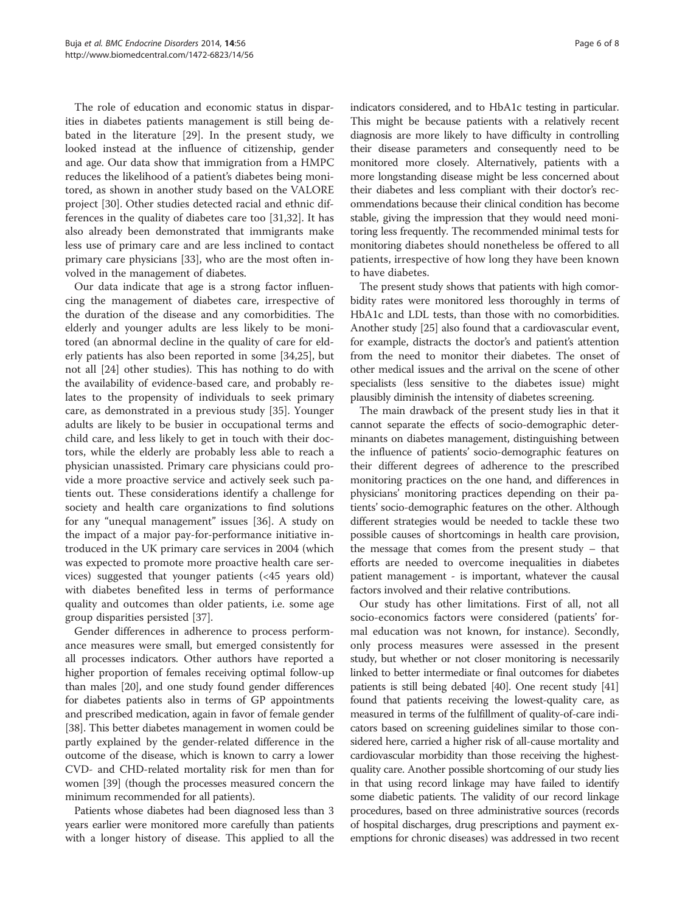The role of education and economic status in disparities in diabetes patients management is still being debated in the literature [29]. In the present study, we looked instead at the influence of citizenship, gender and age. Our data show that immigration from a HMPC reduces the likelihood of a patient's diabetes being monitored, as shown in another study based on the VALORE project [30]. Other studies detected racial and ethnic differences in the quality of diabetes care too [31,32]. It has also already been demonstrated that immigrants make less use of primary care and are less inclined to contact primary care physicians [33], who are the most often involved in the management of diabetes.

Our data indicate that age is a strong factor influencing the management of diabetes care, irrespective of the duration of the disease and any comorbidities. The elderly and younger adults are less likely to be monitored (an abnormal decline in the quality of care for elderly patients has also been reported in some [34,25], but not all [24] other studies). This has nothing to do with the availability of evidence-based care, and probably relates to the propensity of individuals to seek primary care, as demonstrated in a previous study [35]. Younger adults are likely to be busier in occupational terms and child care, and less likely to get in touch with their doctors, while the elderly are probably less able to reach a physician unassisted. Primary care physicians could provide a more proactive service and actively seek such patients out. These considerations identify a challenge for society and health care organizations to find solutions for any "unequal management" issues [36]. A study on the impact of a major pay-for-performance initiative introduced in the UK primary care services in 2004 (which was expected to promote more proactive health care services) suggested that younger patients (<45 years old) with diabetes benefited less in terms of performance quality and outcomes than older patients, i.e. some age group disparities persisted [37].

Gender differences in adherence to process performance measures were small, but emerged consistently for all processes indicators. Other authors have reported a higher proportion of females receiving optimal follow-up than males [20], and one study found gender differences for diabetes patients also in terms of GP appointments and prescribed medication, again in favor of female gender [38]. This better diabetes management in women could be partly explained by the gender-related difference in the outcome of the disease, which is known to carry a lower CVD- and CHD-related mortality risk for men than for women [39] (though the processes measured concern the minimum recommended for all patients).

Patients whose diabetes had been diagnosed less than 3 years earlier were monitored more carefully than patients with a longer history of disease. This applied to all the indicators considered, and to HbA1c testing in particular. This might be because patients with a relatively recent diagnosis are more likely to have difficulty in controlling their disease parameters and consequently need to be monitored more closely. Alternatively, patients with a more longstanding disease might be less concerned about their diabetes and less compliant with their doctor's recommendations because their clinical condition has become stable, giving the impression that they would need monitoring less frequently. The recommended minimal tests for monitoring diabetes should nonetheless be offered to all patients, irrespective of how long they have been known to have diabetes.

The present study shows that patients with high comorbidity rates were monitored less thoroughly in terms of HbA1c and LDL tests, than those with no comorbidities. Another study [25] also found that a cardiovascular event, for example, distracts the doctor's and patient's attention from the need to monitor their diabetes. The onset of other medical issues and the arrival on the scene of other specialists (less sensitive to the diabetes issue) might plausibly diminish the intensity of diabetes screening.

The main drawback of the present study lies in that it cannot separate the effects of socio-demographic determinants on diabetes management, distinguishing between the influence of patients' socio-demographic features on their different degrees of adherence to the prescribed monitoring practices on the one hand, and differences in physicians' monitoring practices depending on their patients' socio-demographic features on the other. Although different strategies would be needed to tackle these two possible causes of shortcomings in health care provision, the message that comes from the present study – that efforts are needed to overcome inequalities in diabetes patient management - is important, whatever the causal factors involved and their relative contributions.

Our study has other limitations. First of all, not all socio-economics factors were considered (patients' formal education was not known, for instance). Secondly, only process measures were assessed in the present study, but whether or not closer monitoring is necessarily linked to better intermediate or final outcomes for diabetes patients is still being debated [40]. One recent study [41] found that patients receiving the lowest-quality care, as measured in terms of the fulfillment of quality-of-care indicators based on screening guidelines similar to those considered here, carried a higher risk of all-cause mortality and cardiovascular morbidity than those receiving the highest-quality care. Another possible shortcoming of our study lies in that using record linkage may have failed to identify some diabetic patients. The validity of our record linkage procedures, based on three administrative sources (records of hospital discharges, drug prescriptions and payment exemptions for chronic diseases) was addressed in two recent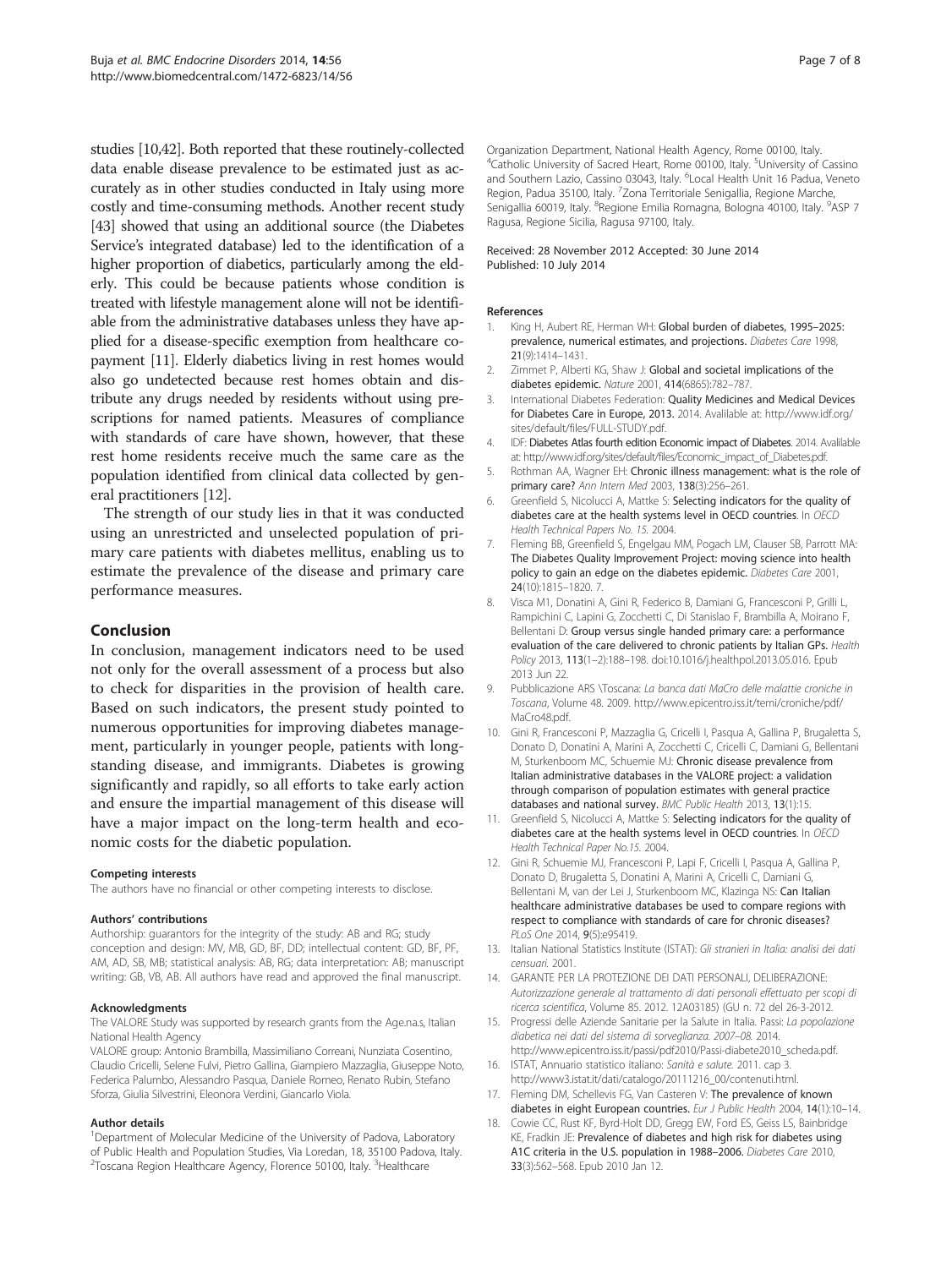studies [10,42]. Both reported that these routinely-collected data enable disease prevalence to be estimated just as accurately as in other studies conducted in Italy using more costly and time-consuming methods. Another recent study [43] showed that using an additional source (the Diabetes Service's integrated database) led to the identification of a higher proportion of diabetics, particularly among the elderly. This could be because patients whose condition is treated with lifestyle management alone will not be identifiable from the administrative databases unless they have applied for a disease-specific exemption from healthcare copayment [11]. Elderly diabetics living in rest homes would also go undetected because rest homes obtain and distribute any drugs needed by residents without using prescriptions for named patients. Measures of compliance with standards of care have shown, however, that these rest home residents receive much the same care as the population identified from clinical data collected by general practitioners [12].

The strength of our study lies in that it was conducted using an unrestricted and unselected population of primary care patients with diabetes mellitus, enabling us to estimate the prevalence of the disease and primary care performance measures.

## Conclusion

In conclusion, management indicators need to be used not only for the overall assessment of a process but also to check for disparities in the provision of health care. Based on such indicators, the present study pointed to numerous opportunities for improving diabetes management, particularly in younger people, patients with long-standing disease, and immigrants. Diabetes is growing significantly and rapidly, so all efforts to take early action and ensure the impartial management of this disease will have a major impact on the long-term health and economic costs for the diabetic population.

#### Competing interests

The authors have no financial or other competing interests to disclose.

#### Authors' contributions

Authorship: guarantors for the integrity of the study: AB and RG; study conception and design: MV, MB, GD, BF, DD; intellectual content: GD, BF, PF, AM, AD, SB, MB; statistical analysis: AB, RG; data interpretation: AB; manuscript writing: GB, VB, AB. All authors have read and approved the final manuscript.

#### Acknowledgments

The VALORE Study was supported by research grants from the Age.na.s, Italian National Health Agency

VALORE group: Antonio Brambilla, Massimiliano Correani, Nunziata Cosentino, Claudio Cricelli, Selene Fulvi, Pietro Gallina, Giampiero Mazzaglia, Giuseppe Noto, Federica Palumbo, Alessandro Pasqua, Daniele Romeo, Renato Rubin, Stefano Sforza, Giulia Silvestrini, Eleonora Verdini, Giancarlo Viola.

#### Author details

[1]Department of Molecular Medicine of the University of Padova, Laboratory of Public Health and Population Studies, Via Loredan, 18, 35100 Padova, Italy. [2]Toscana Region Healthcare Agency, Florence 50100, Italy. [3]Healthcare Organization Department, National Health Agency, Rome 00100, Italy. [4]Catholic University of Sacred Heart, Rome 00100, Italy. [5]University of Cassino and Southern Lazio, Cassino 03043, Italy. [6]Local Health Unit 16 Padua, Veneto Region, Padua 35100, Italy. [7]Zona Territoriale Senigallia, Regione Marche, Senigallia 60019, Italy. [8]Regione Emilia Romagna, Bologna 40100, Italy. [9]ASP 7 Ragusa, Regione Sicilia, Ragusa 97100, Italy.

Received: 28 November 2012 Accepted: 30 June 2014
Published: 10 July 2014

#### References

1. King H, Aubert RE, Herman WH: **Global burden of diabetes, 1995–2025: prevalence, numerical estimates, and projections.** *Diabetes Care* 1998, **21**(9):1414–1431.
2. Zimmet P, Alberti KG, Shaw J: **Global and societal implications of the diabetes epidemic.** *Nature* 2001, **414**(6865):782–787.
3. International Diabetes Federation: **Quality Medicines and Medical Devices for Diabetes Care in Europe, 2013.** 2014. Avalilable at: http://www.idf.org/sites/default/files/FULL-STUDY.pdf.
4. IDF: **Diabetes Atlas fourth edition Economic impact of Diabetes**. 2014. Available at: http://www.idf.org/sites/default/files/Economic_impact_of_Diabetes.pdf.
5. Rothman AA, Wagner EH: **Chronic illness management: what is the role of primary care?** *Ann Intern Med* 2003, **138**(3):256–261.
6. Greenfield S, Nicolucci A, Mattke S: **Selecting indicators for the quality of diabetes care at the health systems level in OECD countries**. In *OECD Health Technical Papers No. 15.* 2004.
7. Fleming BB, Greenfield S, Engelgau MM, Pogach LM, Clauser SB, Parrott MA: **The Diabetes Quality Improvement Project: moving science into health policy to gain an edge on the diabetes epidemic.** *Diabetes Care* 2001, **24**(10):1815–1820. 7.
8. Visca M1, Donatini A, Gini R, Federico B, Damiani G, Francesconi P, Grilli L, Rampichini C, Lapini G, Zocchetti C, Di Stanislao F, Brambilla A, Moirano F, Bellentani D: **Group versus single handed primary care: a performance evaluation of the care delivered to chronic patients by Italian GPs.** *Health Policy* 2013, **113**(1–2):188–198. doi:10.1016/j.healthpol.2013.05.016. Epub 2013 Jun 22.
9. Pubblicazione ARS \Toscana: *La banca dati MaCro delle malattie croniche in Toscana*, Volume 48. 2009. http://www.epicentro.iss.it/temi/croniche/pdf/MaCro48.pdf.
10. Gini R, Francesconi P, Mazzaglia G, Cricelli I, Pasqua A, Gallina P, Brugaletta S, Donato D, Donatini A, Marini A, Zocchetti C, Cricelli C, Damiani G, Bellentani M, Sturkenboom MC, Schuemie MJ: **Chronic disease prevalence from Italian administrative databases in the VALORE project: a validation through comparison of population estimates with general practice databases and national survey.** *BMC Public Health* 2013, **13**(1):15.
11. Greenfield S, Nicolucci A, Mattke S: **Selecting indicators for the quality of diabetes care at the health systems level in OECD countries**. In *OECD Health Technical Paper No.15.* 2004.
12. Gini R, Schuemie MJ, Francesconi P, Lapi F, Cricelli I, Pasqua A, Gallina P, Donato D, Brugaletta S, Donatini A, Marini A, Cricelli C, Damiani G, Bellentani M, van der Lei J, Sturkenboom MC, Klazinga NS: **Can Italian healthcare administrative databases be used to compare regions with respect to compliance with standards of care for chronic diseases?** *PLoS One* 2014, **9**(5):e95419.
13. Italian National Statistics Institute (ISTAT): *Gli stranieri in Italia: analisi dei dati censuari.* 2001.
14. GARANTE PER LA PROTEZIONE DEI DATI PERSONALI, DELIBERAZIONE: *Autorizzazione generale al trattamento di dati personali effettuato per scopi di ricerca scientifica*, Volume 85. 2012. 12A03185) (GU n. 72 del 26-3-2012.
15. Progressi delle Aziende Sanitarie per la Salute in Italia. Passi: *La popolazione diabetica nei dati del sistema di sorveglianza. 2007–08.* 2014. http://www.epicentro.iss.it/passi/pdf2010/Passi-diabete2010_scheda.pdf.
16. ISTAT, Annuario statistico italiano: *Sanità e salute.* 2011. cap 3. http://www3.istat.it/dati/catalogo/20111216_00/contenuti.html.
17. Fleming DM, Schellevis FG, Van Casteren V: **The prevalence of known diabetes in eight European countries.** *Eur J Public Health* 2004, **14**(1):10–14.
18. Cowie CC, Rust KF, Byrd-Holt DD, Gregg EW, Ford ES, Geiss LS, Bainbridge KE, Fradkin JE: **Prevalence of diabetes and high risk for diabetes using A1C criteria in the U.S. population in 1988–2006.** *Diabetes Care* 2010, **33**(3):562–568. Epub 2010 Jan 12.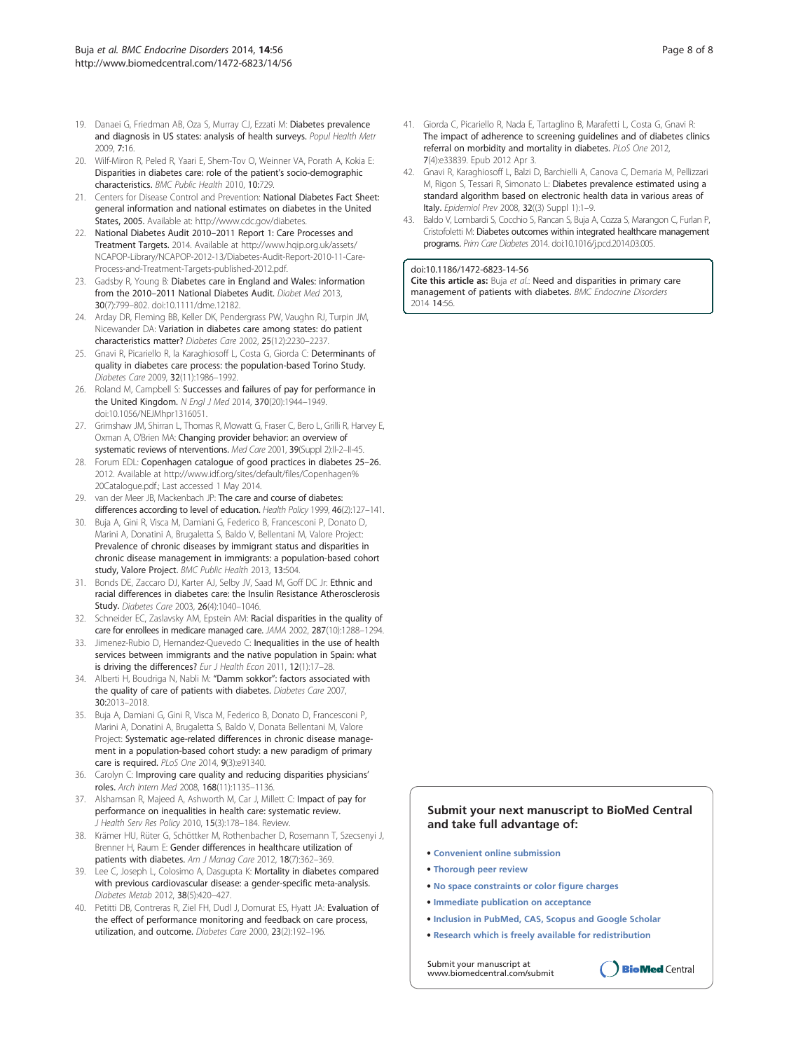19. Danaei G, Friedman AB, Oza S, Murray CJ, Ezzati M: **Diabetes prevalence and diagnosis in US states: analysis of health surveys.** *Popul Health Metr* 2009, **7**:16.
20. Wilf-Miron R, Peled R, Yaari E, Shem-Tov O, Weinner VA, Porath A, Kokia E: **Disparities in diabetes care: role of the patient's socio-demographic characteristics.** *BMC Public Health* 2010, **10**:729.
21. Centers for Disease Control and Prevention: **National Diabetes Fact Sheet: general information and national estimates on diabetes in the United States, 2005.** Available at: http://www.cdc.gov/diabetes.
22. **National Diabetes Audit 2010–2011 Report 1: Care Processes and Treatment Targets.** 2014. Available at http://www.hqip.org.uk/assets/NCAPOP-Library/NCAPOP-2012-13/Diabetes-Audit-Report-2010-11-Care-Process-and-Treatment-Targets-published-2012.pdf.
23. Gadsby R, Young B: **Diabetes care in England and Wales: information from the 2010–2011 National Diabetes Audit.** *Diabet Med* 2013, **30**(7):799–802. doi:10.1111/dme.12182.
24. Arday DR, Fleming BB, Keller DK, Pendergrass PW, Vaughn RJ, Turpin JM, Nicewander DA: **Variation in diabetes care among states: do patient characteristics matter?** *Diabetes Care* 2002, **25**(12):2230–2237.
25. Gnavi R, Picariello R, la Karaghiosoff L, Costa G, Giorda C: **Determinants of quality in diabetes care process: the population-based Torino Study.** *Diabetes Care* 2009, **32**(11):1986–1992.
26. Roland M, Campbell S: **Successes and failures of pay for performance in the United Kingdom.** *N Engl J Med* 2014, **370**(20):1944–1949. doi:10.1056/NEJMhpr1316051.
27. Grimshaw JM, Shirran L, Thomas R, Mowatt G, Fraser C, Bero L, Grilli R, Harvey E, Oxman A, O'Brien MA: **Changing provider behavior: an overview of systematic reviews of nterventions.** *Med Care* 2001, **39**(Suppl 2):II-2–II-45.
28. Forum EDL: **Copenhagen catalogue of good practices in diabetes 25–26.** 2012. Available at http://www.idf.org/sites/default/files/Copenhagen%20Catalogue.pdf.; Last accessed 1 May 2014.
29. van der Meer JB, Mackenbach JP: **The care and course of diabetes: differences according to level of education.** *Health Policy* 1999, **46**(2):127–141.
30. Buja A, Gini R, Visca M, Damiani G, Federico B, Francesconi P, Donato D, Marini A, Donatini A, Brugaletta S, Baldo V, Bellentani M, Valore Project: **Prevalence of chronic diseases by immigrant status and disparities in chronic disease management in immigrants: a population-based cohort study, Valore Project.** *BMC Public Health* 2013, **13**:504.
31. Bonds DE, Zaccaro DJ, Karter AJ, Selby JV, Saad M, Goff DC Jr: **Ethnic and racial differences in diabetes care: the Insulin Resistance Atherosclerosis Study.** *Diabetes Care* 2003, **26**(4):1040–1046.
32. Schneider EC, Zaslavsky AM, Epstein AM: **Racial disparities in the quality of care for enrollees in medicare managed care.** *JAMA* 2002, **287**(10):1288–1294.
33. Jimenez-Rubio D, Hernandez-Quevedo C: **Inequalities in the use of health services between immigrants and the native population in Spain: what is driving the differences?** *Eur J Health Econ* 2011, **12**(1):17–28.
34. Alberti H, Boudriga N, Nabli M: **"Damm sokkor": factors associated with the quality of care of patients with diabetes.** *Diabetes Care* 2007, **30**:2013–2018.
35. Buja A, Damiani G, Gini R, Visca M, Federico B, Donato D, Francesconi P, Marini A, Donatini A, Brugaletta S, Baldo V, Donata Bellentani M, Valore Project: **Systematic age-related differences in chronic disease management in a population-based cohort study: a new paradigm of primary care is required.** *PLoS One* 2014, **9**(3):e91340.
36. Carolyn C: **Improving care quality and reducing disparities physicians' roles.** *Arch Intern Med* 2008, **168**(11):1135–1136.
37. Alshamsan R, Majeed A, Ashworth M, Car J, Millett C: **Impact of pay for performance on inequalities in health care: systematic review.** *J Health Serv Res Policy* 2010, **15**(3):178–184. Review.
38. Krämer HU, Rüter G, Schöttker M, Rothenbacher D, Rosemann T, Szecsenyi J, Brenner H, Raum E: **Gender differences in healthcare utilization of patients with diabetes.** *Am J Manag Care* 2012, **18**(7):362–369.
39. Lee C, Joseph L, Colosimo A, Dasgupta K: **Mortality in diabetes compared with previous cardiovascular disease: a gender-specific meta-analysis.** *Diabetes Metab* 2012, **38**(5):420–427.
40. Petitti DB, Contreras R, Ziel FH, Dudl J, Domurat ES, Hyatt JA: **Evaluation of the effect of performance monitoring and feedback on care process, utilization, and outcome.** *Diabetes Care* 2000, **23**(2):192–196.
41. Giorda C, Picariello R, Nada E, Tartaglino B, Marafetti L, Costa G, Gnavi R: **The impact of adherence to screening guidelines and of diabetes clinics referral on morbidity and mortality in diabetes.** *PLoS One* 2012, **7**(4):e33839. Epub 2012 Apr 3.
42. Gnavi R, Karaghiosoff L, Balzi D, Barchielli A, Canova C, Demaria M, Pellizzari M, Rigon S, Tessari R, Simonato L: **Diabetes prevalence estimated using a standard algorithm based on electronic health data in various areas of Italy.** *Epidemiol Prev* 2008, **32**((3) Suppl 1):1–9.
43. Baldo V, Lombardi S, Cocchio S, Rancan S, Buja A, Cozza S, Marangon C, Furlan P, Cristofoletti M: **Diabetes outcomes within integrated healthcare management programs.** *Prim Care Diabete* 2014. doi:10.1016/j.pcd.2014.03.005.

doi:10.1186/1472-6823-14-56

**Cite this article as:** Buja *et al.*: Need and disparities in primary care management of patients with diabetes. *BMC Endocrine Disorders* 2014 **14**:56.

**Submit your next manuscript to BioMed Central and take full advantage of:**

- **Convenient online submission**
- **Thorough peer review**
- **No space constraints or color figure charges**
- **Immediate publication on acceptance**
- **Inclusion in PubMed, CAS, Scopus and Google Scholar**
- **Research which is freely available for redistribution**

Submit your manuscript at
www.biomedcentral.com/submit

BioMed Central